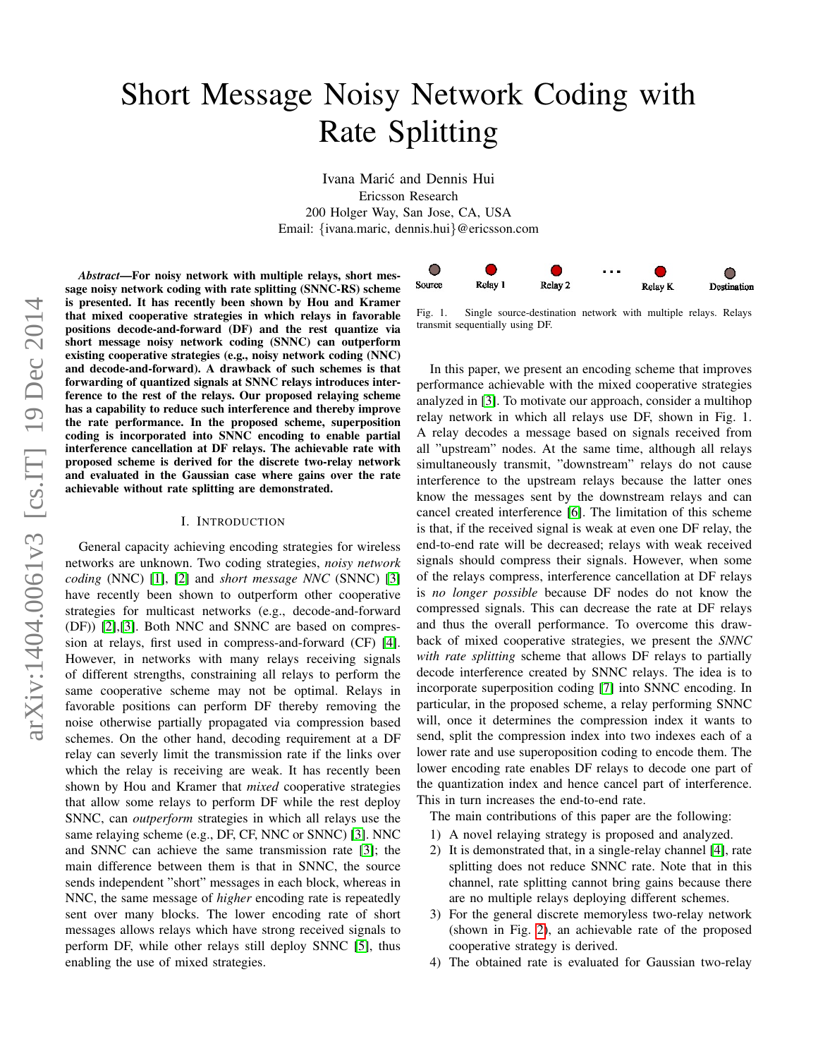# Short Message Noisy Network Coding with Rate Splitting

Ivana Marić and Dennis Hui
Ericsson Research
200 Holger Way, San Jose, CA, USA
Email: {ivana.maric, dennis.hui}@ericsson.com

***Abstract*—For noisy network with multiple relays, short message noisy network coding with rate splitting (SNNC-RS) scheme is presented. It has recently been shown by Hou and Kramer that mixed cooperative strategies in which relays in favorable positions decode-and-forward (DF) and the rest quantize via short message noisy network coding (SNNC) can outperform existing cooperative strategies (e.g., noisy network coding (NNC) and decode-and-forward). A drawback of such schemes is that forwarding of quantized signals at SNNC relays introduces interference to the rest of the relays. Our proposed relaying scheme has a capability to reduce such interference and thereby improve the rate performance. In the proposed scheme, superposition coding is incorporated into SNNC encoding to enable partial interference cancellation at DF relays. The achievable rate with proposed scheme is derived for the discrete two-relay network and evaluated in the Gaussian case where gains over the rate achievable without rate splitting are demonstrated.**

## I. Introduction

General capacity achieving encoding strategies for wireless networks are unknown. Two coding strategies, *noisy network coding* (NNC) [1], [2] and *short message NNC* (SNNC) [3] have recently been shown to outperform other cooperative strategies for multicast networks (e.g., decode-and-forward (DF)) [2].[3]. Both NNC and SNNC are based on compression at relays, first used in compress-and-forward (CF) [4]. However, in networks with many relays receiving signals of different strengths, constraining all relays to perform the same cooperative scheme may not be optimal. Relays in favorable positions can perform DF thereby removing the noise otherwise partially propagated via compression based schemes. On the other hand, decoding requirement at a DF relay can severly limit the transmission rate if the links over which the relay is receiving are weak. It has recently been shown by Hou and Kramer that *mixed* cooperative strategies that allow some relays to perform DF while the rest deploy SNNC, can *outperform* strategies in which all relays use the same relaying scheme (e.g., DF, CF, NNC or SNNC) [3]. NNC and SNNC can achieve the same transmission rate [3]; the main difference between them is that in SNNC, the source sends independent "short" messages in each block, whereas in NNC, the same message of *higher* encoding rate is repeatedly sent over many blocks. The lower encoding rate of short messages allows relays which have strong received signals to perform DF, while other relays still deploy SNNC [5], thus enabling the use of mixed strategies.

Source — Relay 1 — Relay 2 — ... — Relay K — Destination

Fig. 1. Single source-destination network with multiple relays. Relays transmit sequentially using DF.

In this paper, we present an encoding scheme that improves performance achievable with the mixed cooperative strategies analyzed in [3]. To motivate our approach, consider a multihop relay network in which all relays use DF, shown in Fig. 1. A relay decodes a message based on signals received from all "upstream" nodes. At the same time, although all relays simultaneously transmit, "downstream" relays do not cause interference to the upstream relays because the latter ones know the messages sent by the downstream relays and can cancel created interference [6]. The limitation of this scheme is that, if the received signal is weak at even one DF relay, the end-to-end rate will be decreased; relays with weak received signals should compress their signals. However, when some of the relays compress, interference cancellation at DF relays is *no longer possible* because DF nodes do not know the compressed signals. This can decrease the rate at DF relays and thus the overall performance. To overcome this drawback of mixed cooperative strategies, we present the *SNNC with rate splitting* scheme that allows DF relays to partially decode interference created by SNNC relays. The idea is to incorporate superposition coding [7] into SNNC encoding. In particular, in the proposed scheme, a relay performing SNNC will, once it determines the compression index it wants to send, split the compression index into two indexes each of a lower rate and use superoposition coding to encode them. The lower encoding rate enables DF relays to decode one part of the quantization index and hence cancel part of interference. This in turn increases the end-to-end rate.

The main contributions of this paper are the following:

1) A novel relaying strategy is proposed and analyzed.
2) It is demonstrated that, in a single-relay channel [4], rate splitting does not reduce SNNC rate. Note that in this channel, rate splitting cannot bring gains because there are no multiple relays deploying different schemes.
3) For the general discrete memoryless two-relay network (shown in Fig. 2), an achievable rate of the proposed cooperative strategy is derived.
4) The obtained rate is evaluated for Gaussian two-relay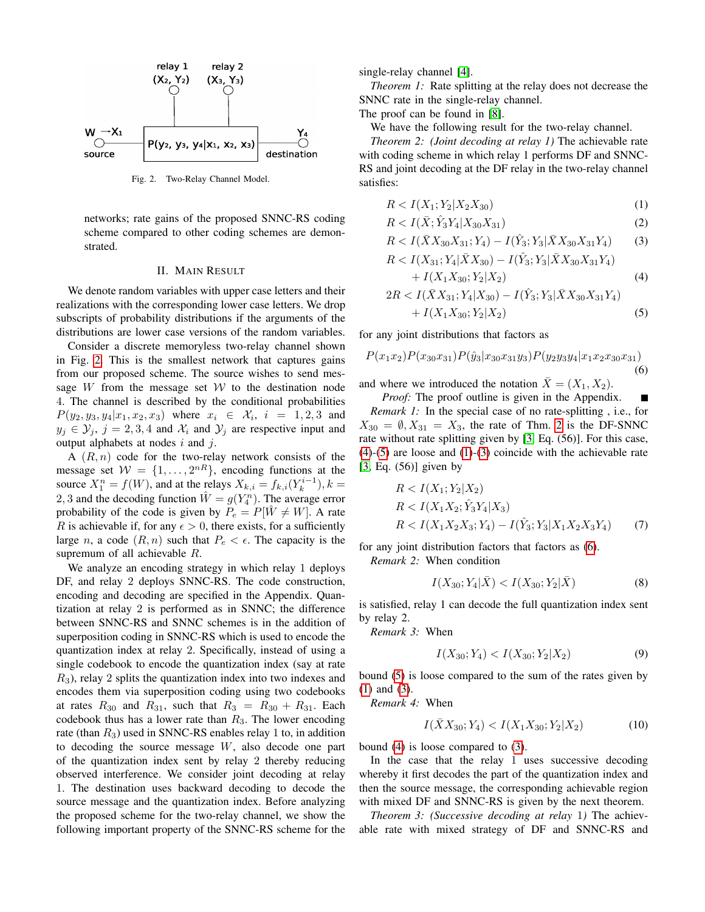Fig. 2. Two-Relay Channel Model.

networks; rate gains of the proposed SNNC-RS coding scheme compared to other coding schemes are demonstrated.

## II. Main Result

We denote random variables with upper case letters and their realizations with the corresponding lower case letters. We drop subscripts of probability distributions if the arguments of the distributions are lower case versions of the random variables.

Consider a discrete memoryless two-relay channel shown in Fig. 2. This is the smallest network that captures gains from our proposed scheme. The source wishes to send message $W$ from the message set $\mathcal{W}$ to the destination node 4. The channel is described by the conditional probabilities $P(y_2, y_3, y_4|x_1, x_2, x_3)$ where $x_i \in \mathcal{X}_i$, $i = 1, 2, 3$ and $y_j \in \mathcal{Y}_j$, $j = 2, 3, 4$ and $\mathcal{X}_i$ and $\mathcal{Y}_j$ are respective input and output alphabets at nodes $i$ and $j$.

A $(R, n)$ code for the two-relay network consists of the message set $\mathcal{W} = \{1, \ldots, 2^{nR}\}$, encoding functions at the source $X_1^n = f(W)$, and at the relays $X_{k,i} = f_{k,i}(Y_k^{i-1})$, $k = 2, 3$ and the decoding function $\hat{W} = g(Y_4^n)$. The average error probability of the code is given by $P_e = P[\hat{W} \neq W]$. A rate $R$ is achievable if, for any $\epsilon > 0$, there exists, for a sufficiently large $n$, a code $(R, n)$ such that $P_e < \epsilon$. The capacity is the supremum of all achievable $R$.

We analyze an encoding strategy in which relay 1 deploys DF, and relay 2 deploys SNNC-RS. The code construction, encoding and decoding are specified in the Appendix. Quantization at relay 2 is performed as in SNNC; the difference between SNNC-RS and SNNC schemes is in the addition of superposition coding in SNNC-RS which is used to encode the quantization index at relay 2. Specifically, instead of using a single codebook to encode the quantization index (say at rate $R_3$), relay 2 splits the quantization index into two indexes and encodes them via superposition coding using two codebooks at rates $R_{30}$ and $R_{31}$, such that $R_3 = R_{30} + R_{31}$. Each codebook thus has a lower rate than $R_3$. The lower encoding rate (than $R_3$) used in SNNC-RS enables relay 1 to, in addition to decoding the source message $W$, also decode one part of the quantization index sent by relay 2 thereby reducing observed interference. We consider joint decoding at relay 1. The destination uses backward decoding to decode the source message and the quantization index. Before analyzing the proposed scheme for the two-relay channel, we show the following important property of the SNNC-RS scheme for the single-relay channel [4].

*Theorem 1:* Rate splitting at the relay does not decrease the SNNC rate in the single-relay channel.

The proof can be found in [8].

We have the following result for the two-relay channel.

*Theorem 2: (Joint decoding at relay 1)* The achievable rate with coding scheme in which relay 1 performs DF and SNNC-RS and joint decoding at the DF relay in the two-relay channel satisfies:

$$R < I(X_1; Y_2|X_2X_{30}) \tag{1}$$

$$R < I(\bar{X}; \hat{Y}_3Y_4|X_{30}X_{31}) \tag{2}$$

$$R < I(\bar{X}X_{30}X_{31}; Y_4) - I(\hat{Y}_3; Y_3|\bar{X}X_{30}X_{31}Y_4) \tag{3}$$

$$R < I(X_{31}; Y_4|\bar{X}X_{30}) - I(\hat{Y}_3; Y_3|\bar{X}X_{30}X_{31}Y_4) + I(X_1X_{30}; Y_2|X_2) \tag{4}$$

$$2R < I(\bar{X}X_{31}; Y_4|X_{30}) - I(\hat{Y}_3; Y_3|\bar{X}X_{30}X_{31}Y_4) + I(X_1X_{30}; Y_2|X_2) \tag{5}$$

for any joint distributions that factors as

$$P(x_1x_2)P(x_{30}x_{31})P(\hat{y}_3|x_{30}x_{31}y_3)P(y_2y_3y_4|x_1x_2x_{30}x_{31}) \tag{6}$$

and where we introduced the notation $\bar{X} = (X_1, X_2)$.

*Proof:* The proof outline is given in the Appendix. ∎

*Remark 1:* In the special case of no rate-splitting , i.e., for $X_{30} = \emptyset, X_{31} = X_3$, the rate of Thm. 2 is the DF-SNNC rate without rate splitting given by [3, Eq. (56)]. For this case, (4)-(5) are loose and (1)-(3) coincide with the achievable rate [3, Eq. (56)] given by

$$\begin{aligned} &R < I(X_1; Y_2|X_2) \\ &R < I(X_1X_2; \hat{Y}_3Y_4|X_3) \\ &R < I(X_1X_2X_3; Y_4) - I(\hat{Y}_3; Y_3|X_1X_2X_3Y_4) \end{aligned} \tag{7}$$

for any joint distribution factors that factors as (6).

*Remark 2:* When condition

$$I(X_{30}; Y_4|\bar{X}) < I(X_{30}; Y_2|\bar{X}) \tag{8}$$

is satisfied, relay 1 can decode the full quantization index sent by relay 2.

*Remark 3:* When

$$I(X_{30}; Y_4) < I(X_{30}; Y_2|X_2) \tag{9}$$

bound (5) is loose compared to the sum of the rates given by (1) and (3).

*Remark 4:* When

$$I(\bar{X}X_{30}; Y_4) < I(X_1X_{30}; Y_2|X_2) \tag{10}$$

bound (4) is loose compared to (3).

In the case that the relay 1 uses successive decoding whereby it first decodes the part of the quantization index and then the source message, the corresponding achievable region with mixed DF and SNNC-RS is given by the next theorem.

*Theorem 3: (Successive decoding at relay 1)* The achievable rate with mixed strategy of DF and SNNC-RS and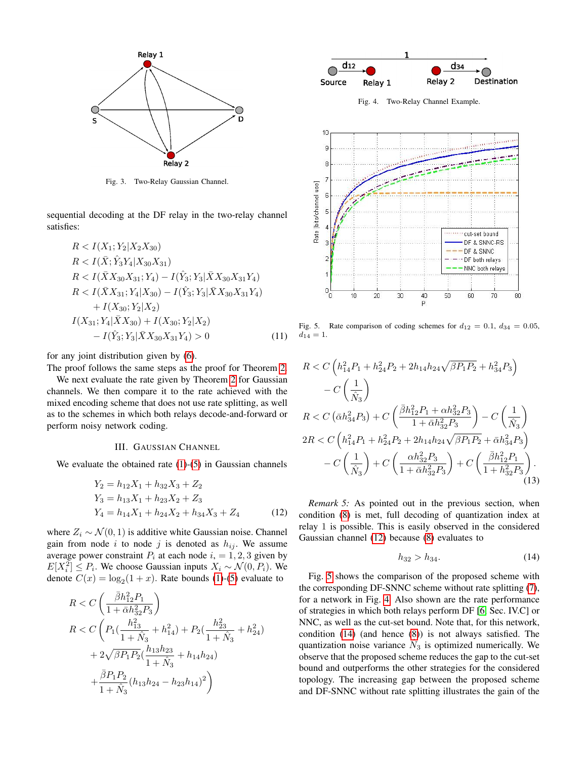Fig. 3. Two-Relay Gaussian Channel.

sequential decoding at the DF relay in the two-relay channel satisfies:

$$
\begin{aligned}
&R < I(X_1; Y_2|X_2 X_{30}) \\
&R < I(\bar{X}; \hat{Y}_3 Y_4|X_{30} X_{31}) \\
&R < I(\bar{X} X_{30} X_{31}; Y_4) - I(\hat{Y}_3; Y_3|\bar{X} X_{30} X_{31} Y_4) \\
&R < I(\bar{X} X_{31}; Y_4|X_{30}) - I(\hat{Y}_3; Y_3|\bar{X} X_{30} X_{31} Y_4) \\
&\quad + I(X_{30}; Y_2|X_2) \\
&I(X_{31}; Y_4|\bar{X} X_{30}) + I(X_{30}; Y_2|X_2) \\
&\quad - I(\hat{Y}_3; Y_3|\bar{X} X_{30} X_{31} Y_4) > 0 \qquad (11)
\end{aligned}
$$

for any joint distribution given by (6).
The proof follows the same steps as the proof for Theorem 2.

We next evaluate the rate given by Theorem 2 for Gaussian channels. We then compare it to the rate achieved with the mixed encoding scheme that does not use rate splitting, as well as to the schemes in which both relays decode-and-forward or perform noisy network coding.

## III. Gaussian Channel

We evaluate the obtained rate (1)-(5) in Gaussian channels

$$
\begin{aligned}
Y_2 &= h_{12} X_1 + h_{32} X_3 + Z_2 \\
Y_3 &= h_{13} X_1 + h_{23} X_2 + Z_3 \\
Y_4 &= h_{14} X_1 + h_{24} X_2 + h_{34} X_3 + Z_4 \qquad (12)
\end{aligned}
$$

where $Z_i \sim \mathcal{N}(0,1)$ is additive white Gaussian noise. Channel gain from node $i$ to node $j$ is denoted as $h_{ij}$. We assume average power constraint $P_i$ at each node $i, = 1, 2, 3$ given by $E[X_i^2] \leq P_i$. We choose Gaussian inputs $X_i \sim \mathcal{N}(0, P_i)$. We denote $C(x) = \log_2(1 + x)$. Rate bounds (1)-(5) evaluate to

$$
\begin{aligned}
&R < C\left(\frac{\bar{\beta} h_{12}^2 P_1}{1 + \bar{\alpha} h_{32}^2 P_3}\right) \\
&R < C\Bigg(P_1\left(\frac{h_{13}^2}{1 + \hat{N}_3} + h_{14}^2\right) + P_2\left(\frac{h_{23}^2}{1 + \hat{N}_3} + h_{24}^2\right) \\
&\quad + 2\sqrt{\beta P_1 P_2}\left(\frac{h_{13} h_{23}}{1 + \hat{N}_3} + h_{14} h_{24}\right) \\
&\quad + \frac{\beta P_1 P_2}{1 + \hat{N}_3}(h_{13} h_{24} - h_{23} h_{14})^2\Bigg) \\
&R < C\left(h_{14}^2 P_1 + h_{24}^2 P_2 + 2 h_{14} h_{24}\sqrt{\beta P_1 P_2} + h_{34}^2 P_3\right) \\
&\quad - C\left(\frac{1}{\hat{N}_3}\right) \\
&R < C\left(\bar{\alpha} h_{34}^2 P_3\right) + C\left(\frac{\bar{\beta} h_{12}^2 P_1 + \alpha h_{32}^2 P_3}{1 + \bar{\alpha} h_{32}^2 P_3}\right) - C\left(\frac{1}{\hat{N}_3}\right) \\
&2R < C\left(h_{14}^2 P_1 + h_{24}^2 P_2 + 2 h_{14} h_{24}\sqrt{\beta P_1 P_2} + \bar{\alpha} h_{34}^2 P_3\right) \\
&\quad - C\left(\frac{1}{\hat{N}_3}\right) + C\left(\frac{\alpha h_{32}^2 P_3}{1 + \bar{\alpha} h_{32}^2 P_3}\right) + C\left(\frac{\bar{\beta} h_{12}^2 P_1}{1 + h_{32}^2 P_3}\right). \qquad (13)
\end{aligned}
$$

Fig. 4. Two-Relay Channel Example.

Fig. 5. Rate comparison of coding schemes for $d_{12} = 0.1$, $d_{34} = 0.05$, $d_{14} = 1$.

*Remark 5:* As pointed out in the previous section, when condition (8) is met, full decoding of quantization index at relay 1 is possible. This is easily observed in the considered Gaussian channel (12) because (8) evaluates to

$$
h_{32} > h_{34}. \qquad (14)
$$

Fig. 5 shows the comparison of the proposed scheme with the corresponding DF-SNNC scheme without rate splitting (7), for a network in Fig. 4. Also shown are the rate performance of strategies in which both relays perform DF [6, Sec. IV.C] or NNC, as well as the cut-set bound. Note that, for this network, condition (14) (and hence (8)) is not always satisfied. The quantization noise variance $\hat{N}_3$ is optimized numerically. We observe that the proposed scheme reduces the gap to the cut-set bound and outperforms the other strategies for the considered topology. The increasing gap between the proposed scheme and DF-SNNC without rate splitting illustrates the gain of the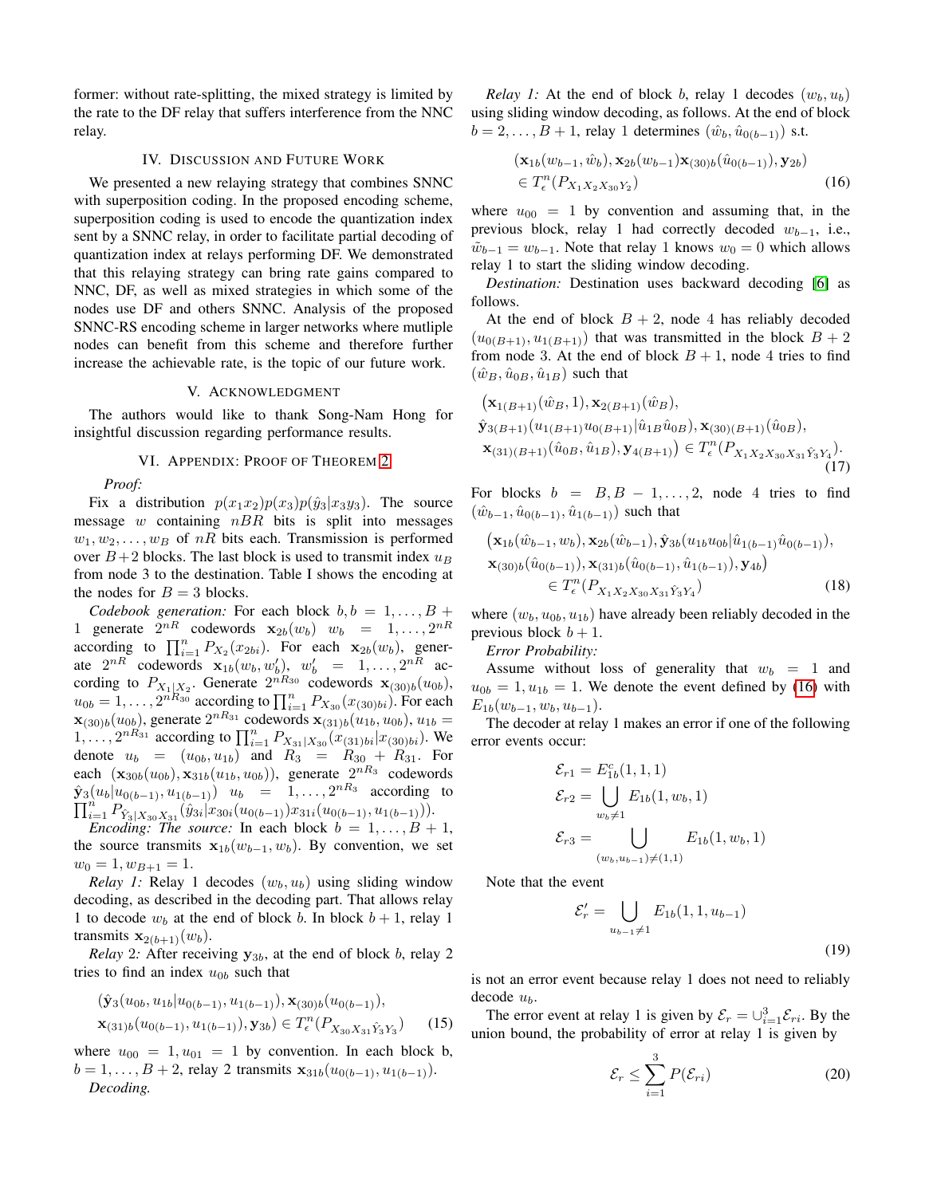former: without rate-splitting, the mixed strategy is limited by the rate to the DF relay that suffers interference from the NNC relay.

## IV. Discussion and Future Work

We presented a new relaying strategy that combines SNNC with superposition coding. In the proposed encoding scheme, superposition coding is used to encode the quantization index sent by a SNNC relay, in order to facilitate partial decoding of quantization index at relays performing DF. We demonstrated that this relaying strategy can bring rate gains compared to NNC, DF, as well as mixed strategies in which some of the nodes use DF and others SNNC. Analysis of the proposed SNNC-RS encoding scheme in larger networks where mutliple nodes can benefit from this scheme and therefore further increase the achievable rate, is the topic of our future work.

## V. Acknowledgment

The authors would like to thank Song-Nam Hong for insightful discussion regarding performance results.

## VI. Appendix: Proof of Theorem 2

*Proof:*

Fix a distribution $p(x_1x_2)p(x_3)p(\hat{y}_3|x_3y_3)$. The source message $w$ containing $nBR$ bits is split into messages $w_1, w_2, \ldots, w_B$ of $nR$ bits each. Transmission is performed over $B+2$ blocks. The last block is used to transmit index $u_B$ from node 3 to the destination. Table I shows the encoding at the nodes for $B=3$ blocks.

*Codebook generation:* For each block $b, b=1,\ldots,B+1$ generate $2^{nR}$ codewords $\mathbf{x}_{2b}(w_b)$ $w_b = 1,\ldots,2^{nR}$ according to $\prod_{i=1}^n P_{X_2}(x_{2bi})$. For each $\mathbf{x}_{2b}(w_b)$, generate $2^{nR}$ codewords $\mathbf{x}_{1b}(w_b, w_b')$, $w_b' = 1,\ldots,2^{nR}$ according to $P_{X_1|X_2}$. Generate $2^{nR_{30}}$ codewords $\mathbf{x}_{(30)b}(u_{0b})$, $u_{0b}=1,\ldots,2^{nR_{30}}$ according to $\prod_{i=1}^n P_{X_{30}}(x_{(30)bi})$. For each $\mathbf{x}_{(30)b}(u_{0b})$, generate $2^{nR_{31}}$ codewords $\mathbf{x}_{(31)b}(u_{1b}, u_{0b})$, $u_{1b}=1,\ldots,2^{nR_{31}}$ according to $\prod_{i=1}^n P_{X_{31}|X_{30}}(x_{(31)bi}|x_{(30)bi})$. We denote $u_b = (u_{0b}, u_{1b})$ and $R_3 = R_{30}+R_{31}$. For each $(\mathbf{x}_{30b}(u_{0b}), \mathbf{x}_{31b}(u_{1b}, u_{0b}))$, generate $2^{nR_3}$ codewords $\hat{\mathbf{y}}_3(u_b|u_{0(b-1)}, u_{1(b-1)})$ $u_b = 1,\ldots,2^{nR_3}$ according to $\prod_{i=1}^n P_{\hat{Y}_3|X_{30}X_{31}}(\hat{y}_{3i}|x_{30i}(u_{0(b-1)})x_{31i}(u_{0(b-1)}, u_{1(b-1)}))$.

*Encoding: The source:* In each block $b=1,\ldots,B+1$, the source transmits $\mathbf{x}_{1b}(w_{b-1}, w_b)$. By convention, we set $w_0=1, w_{B+1}=1$.

*Relay 1:* Relay 1 decodes $(w_b, u_b)$ using sliding window decoding, as described in the decoding part. That allows relay 1 to decode $w_b$ at the end of block $b$. In block $b+1$, relay 1 transmits $\mathbf{x}_{2(b+1)}(w_b)$.

*Relay 2:* After receiving $\mathbf{y}_{3b}$, at the end of block $b$, relay 2 tries to find an index $u_{0b}$ such that

$$(\hat{\mathbf{y}}_3(u_{0b}, u_{1b}|u_{0(b-1)}, u_{1(b-1)}), \mathbf{x}_{(30)b}(u_{0(b-1)}), \mathbf{x}_{(31)b}(u_{0(b-1)}, u_{1(b-1)}), \mathbf{y}_{3b}) \in T_\epsilon^n(P_{X_{30}X_{31}\hat{Y}_3Y_3}) \quad (15)$$

where $u_{00}=1, u_{01}=1$ by convention. In each block b, $b=1,\ldots,B+2$, relay 2 transmits $\mathbf{x}_{31b}(u_{0(b-1)}, u_{1(b-1)})$.

*Decoding.*

*Relay 1:* At the end of block $b$, relay 1 decodes $(w_b, u_b)$ using sliding window decoding, as follows. At the end of block $b=2,\ldots,B+1$, relay 1 determines $(\hat{w}_b, \hat{u}_{0(b-1)})$ s.t.

$$(\mathbf{x}_{1b}(w_{b-1}, \hat{w}_b), \mathbf{x}_{2b}(w_{b-1})\mathbf{x}_{(30)b}(\hat{u}_{0(b-1)}), \mathbf{y}_{2b}) \in T_\epsilon^n(P_{X_1X_2X_{30}Y_2}) \quad (16)$$

where $u_{00}=1$ by convention and assuming that, in the previous block, relay 1 had correctly decoded $w_{b-1}$, i.e., $\tilde{w}_{b-1}=w_{b-1}$. Note that relay 1 knows $w_0=0$ which allows relay 1 to start the sliding window decoding.

*Destination:* Destination uses backward decoding [6] as follows.

At the end of block $B+2$, node 4 has reliably decoded $(u_{0(B+1)}, u_{1(B+1)})$ that was transmitted in the block $B+2$ from node 3. At the end of block $B+1$, node 4 tries to find $(\hat{w}_B, \hat{u}_{0B}, \hat{u}_{1B})$ such that

$$\begin{aligned}&(\mathbf{x}_{1(B+1)}(\hat{w}_B, 1), \mathbf{x}_{2(B+1)}(\hat{w}_B),\\ &\hat{\mathbf{y}}_{3(B+1)}(u_{1(B+1)}u_{0(B+1)}|\hat{u}_{1B}\hat{u}_{0B}), \mathbf{x}_{(30)(B+1)}(\hat{u}_{0B}),\\ &\mathbf{x}_{(31)(B+1)}(\hat{u}_{0B}, \hat{u}_{1B}), \mathbf{y}_{4(B+1)}) \in T_\epsilon^n(P_{X_1X_2X_{30}X_{31}\hat{Y}_3Y_4}).\end{aligned} \quad (17)$$

For blocks $b=B, B-1,\ldots,2$, node 4 tries to find $(\hat{w}_{b-1}, \hat{u}_{0(b-1)}, \hat{u}_{1(b-1)})$ such that

$$\begin{aligned}&(\mathbf{x}_{1b}(\hat{w}_{b-1}, w_b), \mathbf{x}_{2b}(\hat{w}_{b-1}), \hat{\mathbf{y}}_{3b}(u_{1b}u_{0b}|\hat{u}_{1(b-1)}\hat{u}_{0(b-1)}),\\ &\mathbf{x}_{(30)b}(\hat{u}_{0(b-1)}), \mathbf{x}_{(31)b}(\hat{u}_{0(b-1)}, \hat{u}_{1(b-1)}), \mathbf{y}_{4b})\\ &\in T_\epsilon^n(P_{X_1X_2X_{30}X_{31}\hat{Y}_3Y_4})\end{aligned} \quad (18)$$

where $(w_b, u_{0b}, u_{1b})$ have already been reliably decoded in the previous block $b+1$.

*Error Probability:*

Assume without loss of generality that $w_b=1$ and $u_{0b}=1, u_{1b}=1$. We denote the event defined by (16) with $E_{1b}(w_{b-1}, w_b, u_{b-1})$.

The decoder at relay 1 makes an error if one of the following error events occur:

$$\mathcal{E}_{r1} = E_{1b}^c(1,1,1)$$
$$\mathcal{E}_{r2} = \bigcup_{w_b\neq 1} E_{1b}(1, w_b, 1)$$
$$\mathcal{E}_{r3} = \bigcup_{(w_b, u_{b-1})\neq(1,1)} E_{1b}(1, w_b, 1)$$

Note that the event

$$\mathcal{E}_r' = \bigcup_{u_{b-1}\neq 1} E_{1b}(1, 1, u_{b-1}) \quad (19)$$

is not an error event because relay 1 does not need to reliably decode $u_b$.

The error event at relay 1 is given by $\mathcal{E}_r = \cup_{i=1}^3 \mathcal{E}_{ri}$. By the union bound, the probability of error at relay 1 is given by

$$\mathcal{E}_r \leq \sum_{i=1}^3 P(\mathcal{E}_{ri}) \quad (20)$$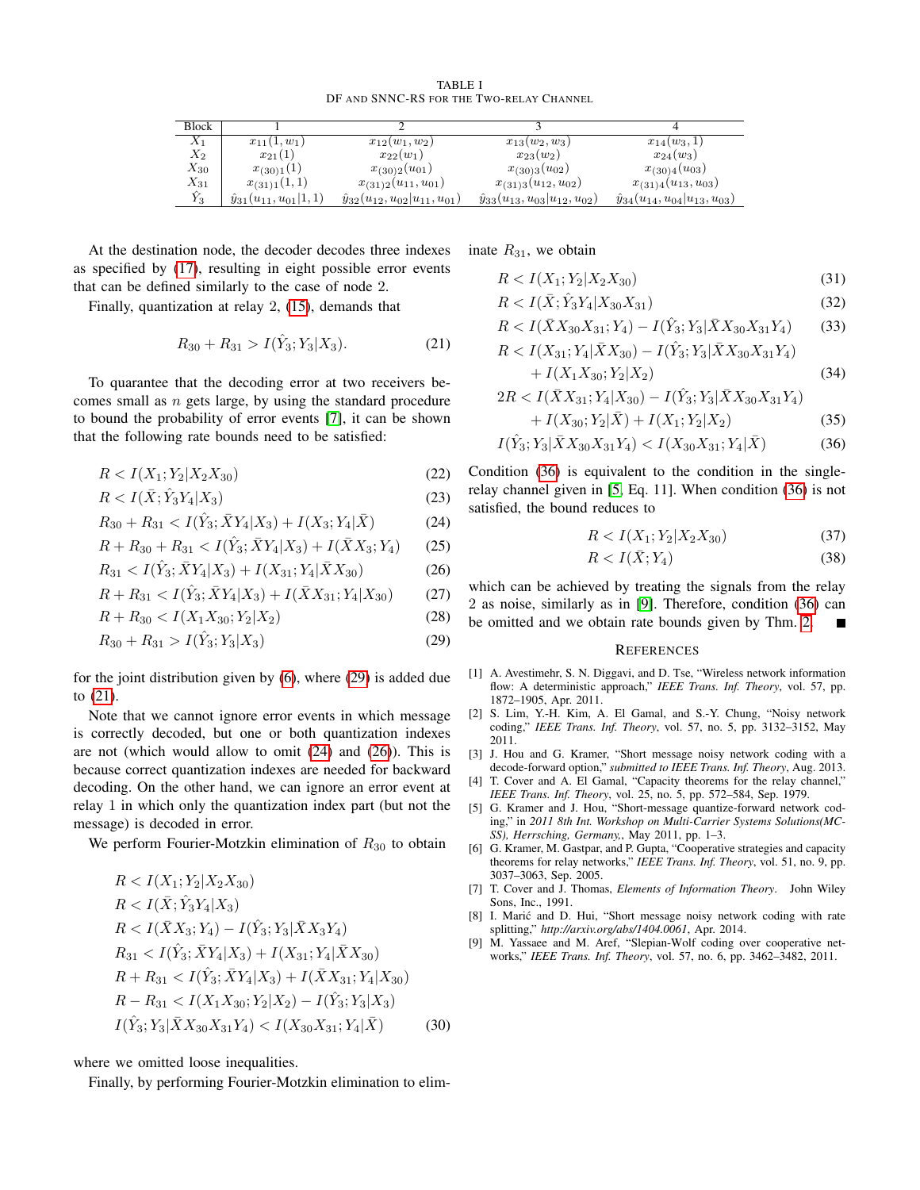TABLE I
DF AND SNNC-RS FOR THE TWO-RELAY CHANNEL

| Block | 1 | 2 | 3 | 4 |
|---|---|---|---|---|
| $X_1$ | $x_{11}(1, w_1)$ | $x_{12}(w_1, w_2)$ | $x_{13}(w_2, w_3)$ | $x_{14}(w_3, 1)$ |
| $X_2$ | $x_{21}(1)$ | $x_{22}(w_1)$ | $x_{23}(w_2)$ | $x_{24}(w_3)$ |
| $X_{30}$ | $x_{(30)1}(1)$ | $x_{(30)2}(u_{01})$ | $x_{(30)3}(u_{02})$ | $x_{(30)4}(u_{03})$ |
| $X_{31}$ | $x_{(31)1}(1, 1)$ | $x_{(31)2}(u_{11}, u_{01})$ | $x_{(31)3}(u_{12}, u_{02})$ | $x_{(31)4}(u_{13}, u_{03})$ |
| $\hat{Y}_3$ | $\hat{y}_{31}(u_{11}, u_{01}\|1, 1)$ | $\hat{y}_{32}(u_{12}, u_{02}\|u_{11}, u_{01})$ | $\hat{y}_{33}(u_{13}, u_{03}\|u_{12}, u_{02})$ | $\hat{y}_{34}(u_{14}, u_{04}\|u_{13}, u_{03})$ |

At the destination node, the decoder decodes three indexes as specified by (17), resulting in eight possible error events that can be defined similarly to the case of node 2.

Finally, quantization at relay 2, (15), demands that

$$R_{30} + R_{31} > I(\hat{Y}_3; Y_3|X_3). \tag{21}$$

To quarantee that the decoding error at two receivers becomes small as $n$ gets large, by using the standard procedure to bound the probability of error events [7], it can be shown that the following rate bounds need to be satisfied:

$$R < I(X_1; Y_2|X_2X_{30}) \tag{22}$$
$$R < I(\bar{X}; \hat{Y}_3Y_4|X_3) \tag{23}$$
$$R_{30} + R_{31} < I(\hat{Y}_3; \bar{X}Y_4|X_3) + I(X_3; Y_4|\bar{X}) \tag{24}$$
$$R + R_{30} + R_{31} < I(\hat{Y}_3; \bar{X}Y_4|X_3) + I(\bar{X}X_3; Y_4) \tag{25}$$
$$R_{31} < I(\hat{Y}_3; \bar{X}Y_4|X_3) + I(X_{31}; Y_4|\bar{X}X_{30}) \tag{26}$$
$$R + R_{31} < I(\hat{Y}_3; \bar{X}Y_4|X_3) + I(\bar{X}X_{31}; Y_4|X_{30}) \tag{27}$$
$$R + R_{30} < I(X_1X_{30}; Y_2|X_2) \tag{28}$$
$$R_{30} + R_{31} > I(\hat{Y}_3; Y_3|X_3) \tag{29}$$

for the joint distribution given by (6), where (29) is added due to (21).

Note that we cannot ignore error events in which message is correctly decoded, but one or both quantization indexes are not (which would allow to omit (24) and (26)). This is because correct quantization indexes are needed for backward decoding. On the other hand, we can ignore an error event at relay 1 in which only the quantization index part (but not the message) is decoded in error.

We perform Fourier-Motzkin elimination of $R_{30}$ to obtain

$$
\begin{aligned}
&R < I(X_1; Y_2|X_2X_{30}) \\
&R < I(\bar{X}; \hat{Y}_3Y_4|X_3) \\
&R < I(\bar{X}X_3; Y_4) - I(\hat{Y}_3; Y_3|\bar{X}X_3Y_4) \\
&R_{31} < I(\hat{Y}_3; \bar{X}Y_4|X_3) + I(X_{31}; Y_4|\bar{X}X_{30}) \\
&R + R_{31} < I(\hat{Y}_3; \bar{X}Y_4|X_3) + I(\bar{X}X_{31}; Y_4|X_{30}) \\
&R - R_{31} < I(X_1X_{30}; Y_2|X_2) - I(\hat{Y}_3; Y_3|X_3) \\
&I(\hat{Y}_3; Y_3|\bar{X}X_{30}X_{31}Y_4) < I(X_{30}X_{31}; Y_4|\bar{X})
\end{aligned} \tag{30}
$$

where we omitted loose inequalities.

Finally, by performing Fourier-Motzkin elimination to eliminate $R_{31}$, we obtain

$$R < I(X_1; Y_2|X_2X_{30}) \tag{31}$$
$$R < I(\bar{X}; \hat{Y}_3Y_4|X_{30}X_{31}) \tag{32}$$
$$R < I(\bar{X}X_{30}X_{31}; Y_4) - I(\hat{Y}_3; Y_3|\bar{X}X_{30}X_{31}Y_4) \tag{33}$$
$$R < I(X_{31}; Y_4|\bar{X}X_{30}) - I(\hat{Y}_3; Y_3|\bar{X}X_{30}X_{31}Y_4) + I(X_1X_{30}; Y_2|X_2) \tag{34}$$
$$2R < I(\bar{X}X_{31}; Y_4|X_{30}) - I(\hat{Y}_3; Y_3|\bar{X}X_{30}X_{31}Y_4) + I(X_{30}; Y_2|\bar{X}) + I(X_1; Y_2|X_2) \tag{35}$$
$$I(\hat{Y}_3; Y_3|\bar{X}X_{30}X_{31}Y_4) < I(X_{30}X_{31}; Y_4|\bar{X}) \tag{36}$$

Condition (36) is equivalent to the condition in the single-relay channel given in [5, Eq. 11]. When condition (36) is not satisfied, the bound reduces to

$$R < I(X_1; Y_2|X_2X_{30}) \tag{37}$$
$$R < I(\bar{X}; Y_4) \tag{38}$$

which can be achieved by treating the signals from the relay 2 as noise, similarly as in [9]. Therefore, condition (36) can be omitted and we obtain rate bounds given by Thm. 2. ■

## REFERENCES

[1] A. Avestimehr, S. N. Diggavi, and D. Tse, "Wireless network information flow: A deterministic approach," *IEEE Trans. Inf. Theory*, vol. 57, pp. 1872–1905, Apr. 2011.

[2] S. Lim, Y.-H. Kim, A. El Gamal, and S.-Y. Chung, "Noisy network coding," *IEEE Trans. Inf. Theory*, vol. 57, no. 5, pp. 3132–3152, May 2011.

[3] J. Hou and G. Kramer, "Short message noisy network coding with a decode-forward option," *submitted to IEEE Trans. Inf. Theory*, Aug. 2013.

[4] T. Cover and A. El Gamal, "Capacity theorems for the relay channel," *IEEE Trans. Inf. Theory*, vol. 25, no. 5, pp. 572–584, Sep. 1979.

[5] G. Kramer and J. Hou, "Short-message quantize-forward network coding," in *2011 8th Int. Workshop on Multi-Carrier Systems Solutions(MC-SS), Herrsching, Germany,*, May 2011, pp. 1–3.

[6] G. Kramer, M. Gastpar, and P. Gupta, "Cooperative strategies and capacity theorems for relay networks," *IEEE Trans. Inf. Theory*, vol. 51, no. 9, pp. 3037–3063, Sep. 2005.

[7] T. Cover and J. Thomas, *Elements of Information Theory*. John Wiley Sons, Inc., 1991.

[8] I. Marić and D. Hui, "Short message noisy network coding with rate splitting," *http://arxiv.org/abs/1404.0061*, Apr. 2014.

[9] M. Yassaee and M. Aref, "Slepian-Wolf coding over cooperative networks," *IEEE Trans. Inf. Theory*, vol. 57, no. 6, pp. 3462–3482, 2011.